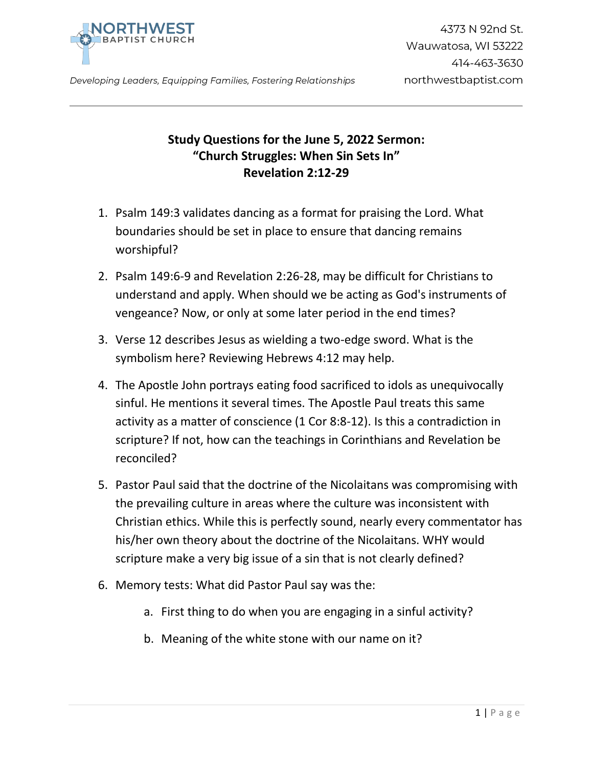NORTHWEST BAPTIST CHURCH

4373 N 92nd St.
Wauwatosa, WI 53222
414-463-3630
northwestbaptist.com

*Developing Leaders, Equipping Families, Fostering Relationships*

---

**Study Questions for the June 5, 2022 Sermon:**
**"Church Struggles: When Sin Sets In"**
**Revelation 2:12-29**

1. Psalm 149:3 validates dancing as a format for praising the Lord. What boundaries should be set in place to ensure that dancing remains worshipful?

2. Psalm 149:6-9 and Revelation 2:26-28, may be difficult for Christians to understand and apply. When should we be acting as God's instruments of vengeance? Now, or only at some later period in the end times?

3. Verse 12 describes Jesus as wielding a two-edge sword. What is the symbolism here? Reviewing Hebrews 4:12 may help.

4. The Apostle John portrays eating food sacrificed to idols as unequivocally sinful. He mentions it several times. The Apostle Paul treats this same activity as a matter of conscience (1 Cor 8:8-12). Is this a contradiction in scripture? If not, how can the teachings in Corinthians and Revelation be reconciled?

5. Pastor Paul said that the doctrine of the Nicolaitans was compromising with the prevailing culture in areas where the culture was inconsistent with Christian ethics. While this is perfectly sound, nearly every commentator has his/her own theory about the doctrine of the Nicolaitans. WHY would scripture make a very big issue of a sin that is not clearly defined?

6. Memory tests: What did Pastor Paul say was the:

    a. First thing to do when you are engaging in a sinful activity?

    b. Meaning of the white stone with our name on it?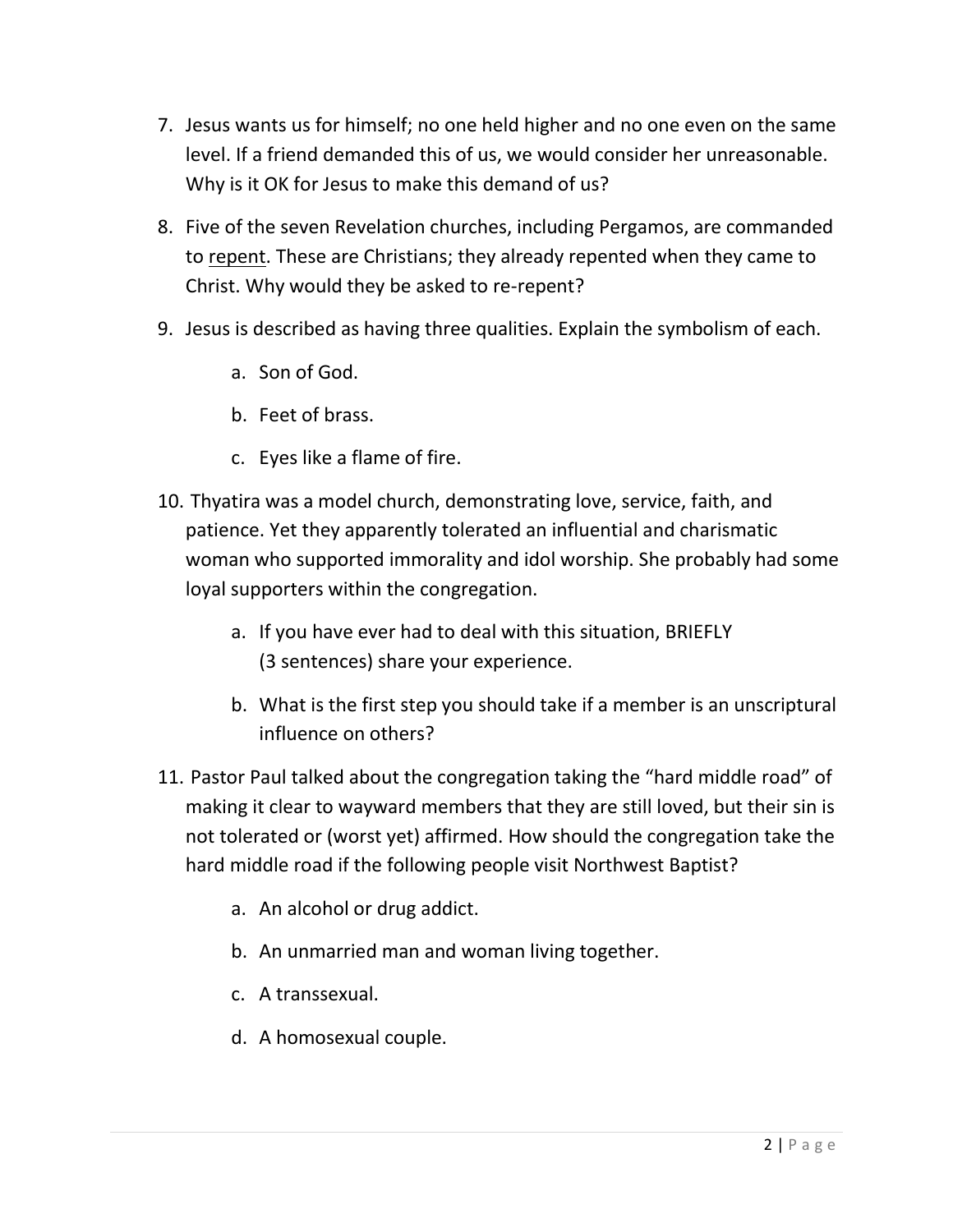7. Jesus wants us for himself; no one held higher and no one even on the same level. If a friend demanded this of us, we would consider her unreasonable. Why is it OK for Jesus to make this demand of us?

8. Five of the seven Revelation churches, including Pergamos, are commanded to <u>repent</u>. These are Christians; they already repented when they came to Christ. Why would they be asked to re-repent?

9. Jesus is described as having three qualities. Explain the symbolism of each.

    a. Son of God.

    b. Feet of brass.

    c. Eyes like a flame of fire.

10. Thyatira was a model church, demonstrating love, service, faith, and patience. Yet they apparently tolerated an influential and charismatic woman who supported immorality and idol worship. She probably had some loyal supporters within the congregation.

    a. If you have ever had to deal with this situation, BRIEFLY (3 sentences) share your experience.

    b. What is the first step you should take if a member is an unscriptural influence on others?

11. Pastor Paul talked about the congregation taking the "hard middle road" of making it clear to wayward members that they are still loved, but their sin is not tolerated or (worst yet) affirmed. How should the congregation take the hard middle road if the following people visit Northwest Baptist?

    a. An alcohol or drug addict.

    b. An unmarried man and woman living together.

    c. A transsexual.

    d. A homosexual couple.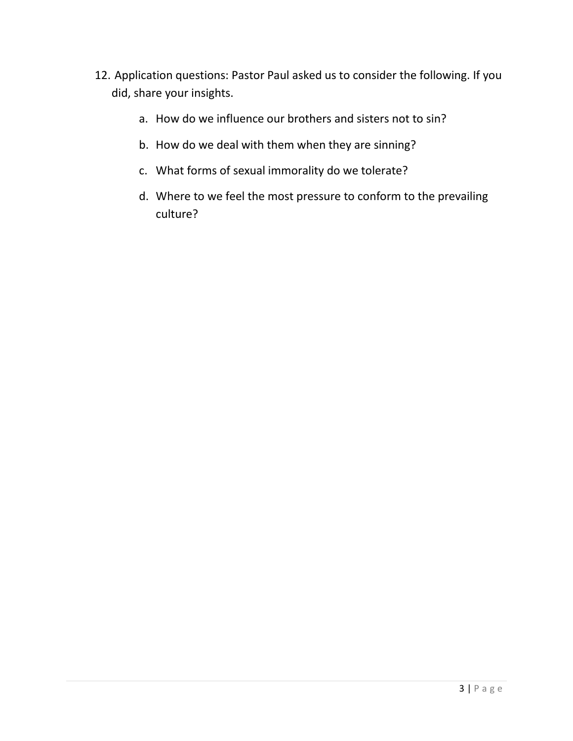12. Application questions: Pastor Paul asked us to consider the following. If you did, share your insights.

    a. How do we influence our brothers and sisters not to sin?

    b. How do we deal with them when they are sinning?

    c. What forms of sexual immorality do we tolerate?

    d. Where to we feel the most pressure to conform to the prevailing culture?